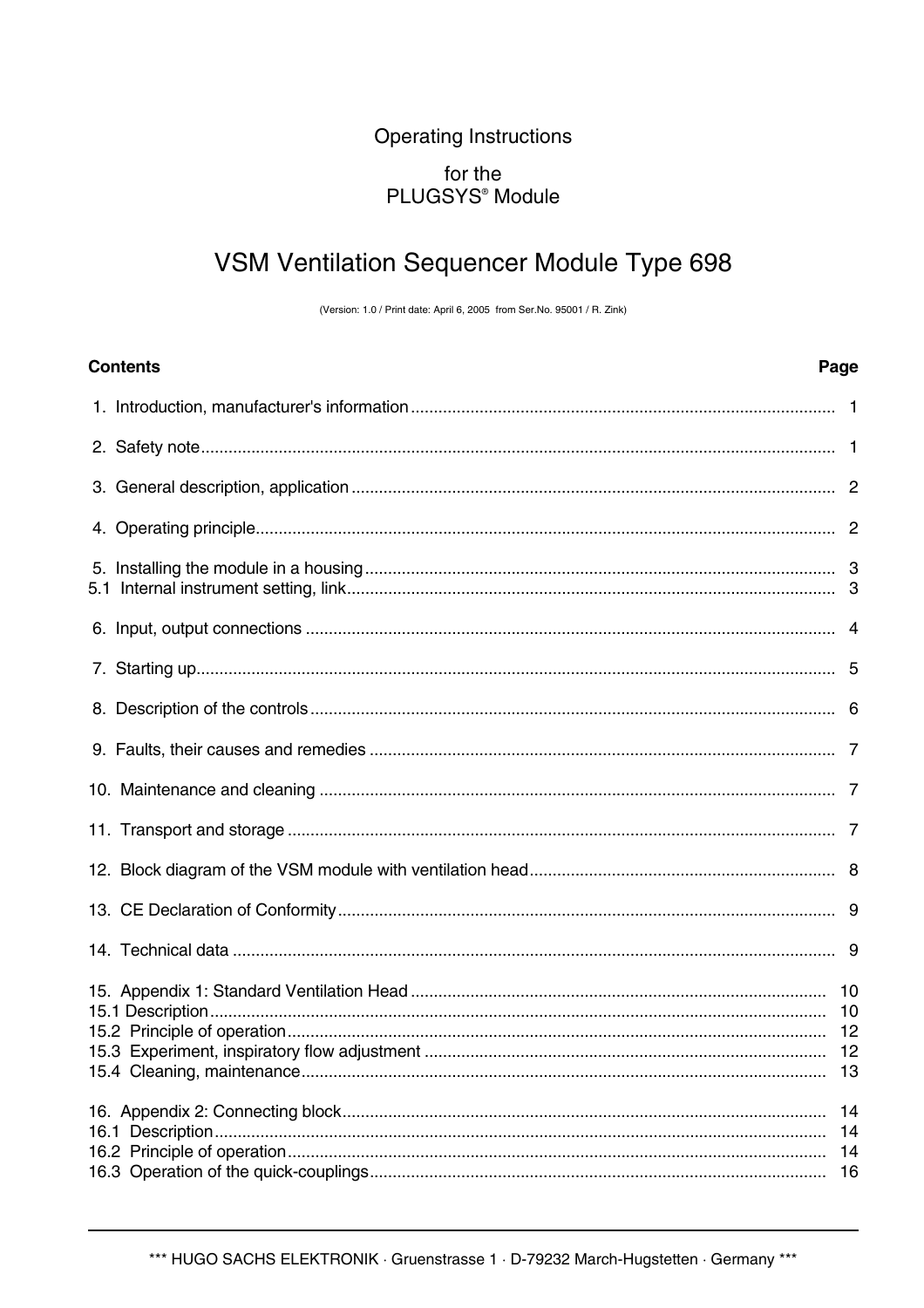Operating Instructions

for the
PLUGSYS® Module

# VSM Ventilation Sequencer Module Type 698

(Version: 1.0 / Print date: April 6, 2005 from Ser.No. 95001 / R. Zink)

| **Contents** | **Page** |
|---|---|
| 1. Introduction, manufacturer's information | 1 |
| 2. Safety note | 1 |
| 3. General description, application | 2 |
| 4. Operating principle | 2 |
| 5. Installing the module in a housing | 3 |
| 5.1 Internal instrument setting, link | 3 |
| 6. Input, output connections | 4 |
| 7. Starting up | 5 |
| 8. Description of the controls | 6 |
| 9. Faults, their causes and remedies | 7 |
| 10. Maintenance and cleaning | 7 |
| 11. Transport and storage | 7 |
| 12. Block diagram of the VSM module with ventilation head | 8 |
| 13. CE Declaration of Conformity | 9 |
| 14. Technical data | 9 |
| 15. Appendix 1: Standard Ventilation Head | 10 |
| 15.1 Description | 10 |
| 15.2 Principle of operation | 12 |
| 15.3 Experiment, inspiratory flow adjustment | 12 |
| 15.4 Cleaning, maintenance | 13 |
| 16. Appendix 2: Connecting block | 14 |
| 16.1 Description | 14 |
| 16.2 Principle of operation | 14 |
| 16.3 Operation of the quick-couplings | 16 |

*** HUGO SACHS ELEKTRONIK · Gruenstrasse 1 · D-79232 March-Hugstetten · Germany ***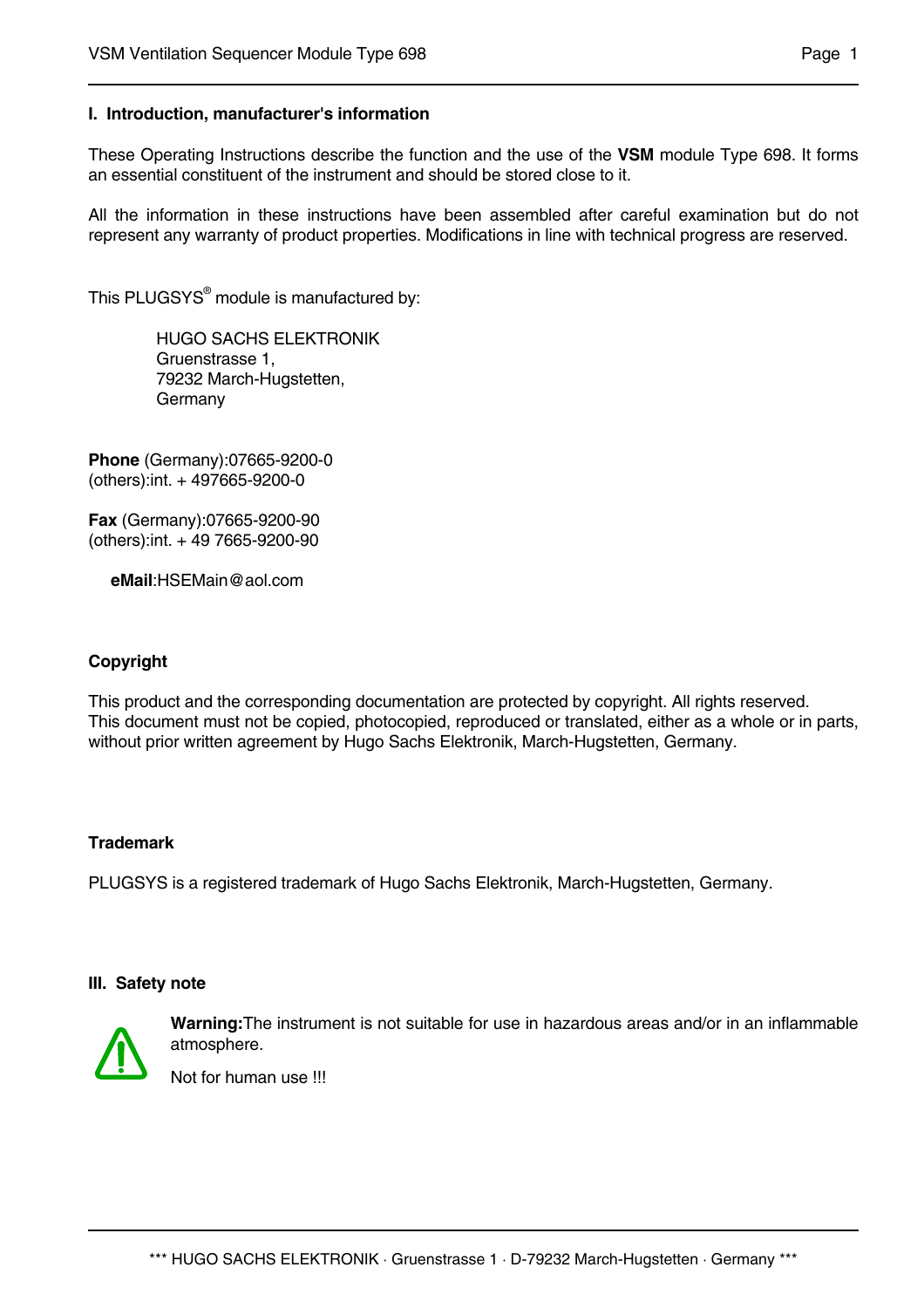## I. Introduction, manufacturer's information

These Operating Instructions describe the function and the use of the **VSM** module Type 698. It forms an essential constituent of the instrument and should be stored close to it.

All the information in these instructions have been assembled after careful examination but do not represent any warranty of product properties. Modifications in line with technical progress are reserved.

This PLUGSYS® module is manufactured by:

HUGO SACHS ELEKTRONIK
Gruenstrasse 1,
79232 March-Hugstetten,
Germany

**Phone** (Germany):07665-9200-0
(others):int. + 497665-9200-0

**Fax** (Germany):07665-9200-90
(others):int. + 49 7665-9200-90

**eMail**:HSEMain@aol.com

### Copyright

This product and the corresponding documentation are protected by copyright. All rights reserved.
This document must not be copied, photocopied, reproduced or translated, either as a whole or in parts, without prior written agreement by Hugo Sachs Elektronik, March-Hugstetten, Germany.

### Trademark

PLUGSYS is a registered trademark of Hugo Sachs Elektronik, March-Hugstetten, Germany.

## III. Safety note

**Warning:**The instrument is not suitable for use in hazardous areas and/or in an inflammable atmosphere.

Not for human use !!!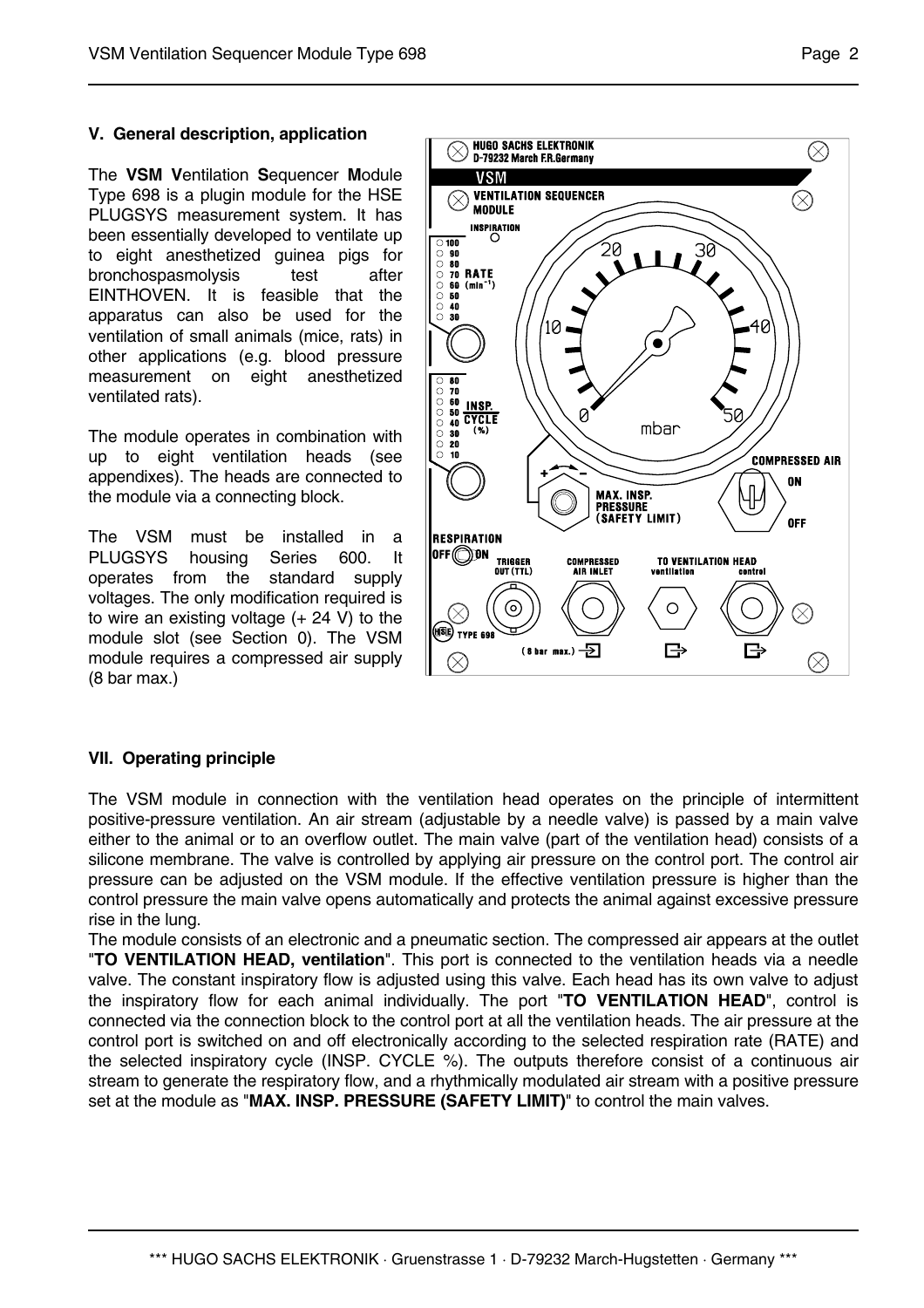## V. General description, application

The **VSM V**entilation **S**equencer **M**odule Type 698 is a plugin module for the HSE PLUGSYS measurement system. It has been essentially developed to ventilate up to eight anesthetized guinea pigs for bronchospasmolysis test after EINTHOVEN. It is feasible that the apparatus can also be used for the ventilation of small animals (mice, rats) in other applications (e.g. blood pressure measurement on eight anesthetized ventilated rats).

The module operates in combination with up to eight ventilation heads (see appendixes). The heads are connected to the module via a connecting block.

The VSM must be installed in a PLUGSYS housing Series 600. It operates from the standard supply voltages. The only modification required is to wire an existing voltage (+ 24 V) to the module slot (see Section 0). The VSM module requires a compressed air supply (8 bar max.)

## VII. Operating principle

The VSM module in connection with the ventilation head operates on the principle of intermittent positive-pressure ventilation. An air stream (adjustable by a needle valve) is passed by a main valve either to the animal or to an overflow outlet. The main valve (part of the ventilation head) consists of a silicone membrane. The valve is controlled by applying air pressure on the control port. The control air pressure can be adjusted on the VSM module. If the effective ventilation pressure is higher than the control pressure the main valve opens automatically and protects the animal against excessive pressure rise in the lung.

The module consists of an electronic and a pneumatic section. The compressed air appears at the outlet "**TO VENTILATION HEAD, ventilation**". This port is connected to the ventilation heads via a needle valve. The constant inspiratory flow is adjusted using this valve. Each head has its own valve to adjust the inspiratory flow for each animal individually. The port "**TO VENTILATION HEAD**", control is connected via the connection block to the control port at all the ventilation heads. The air pressure at the control port is switched on and off electronically according to the selected respiration rate (RATE) and the selected inspiratory cycle (INSP. CYCLE %). The outputs therefore consist of a continuous air stream to generate the respiratory flow, and a rhythmically modulated air stream with a positive pressure set at the module as "**MAX. INSP. PRESSURE (SAFETY LIMIT)**" to control the main valves.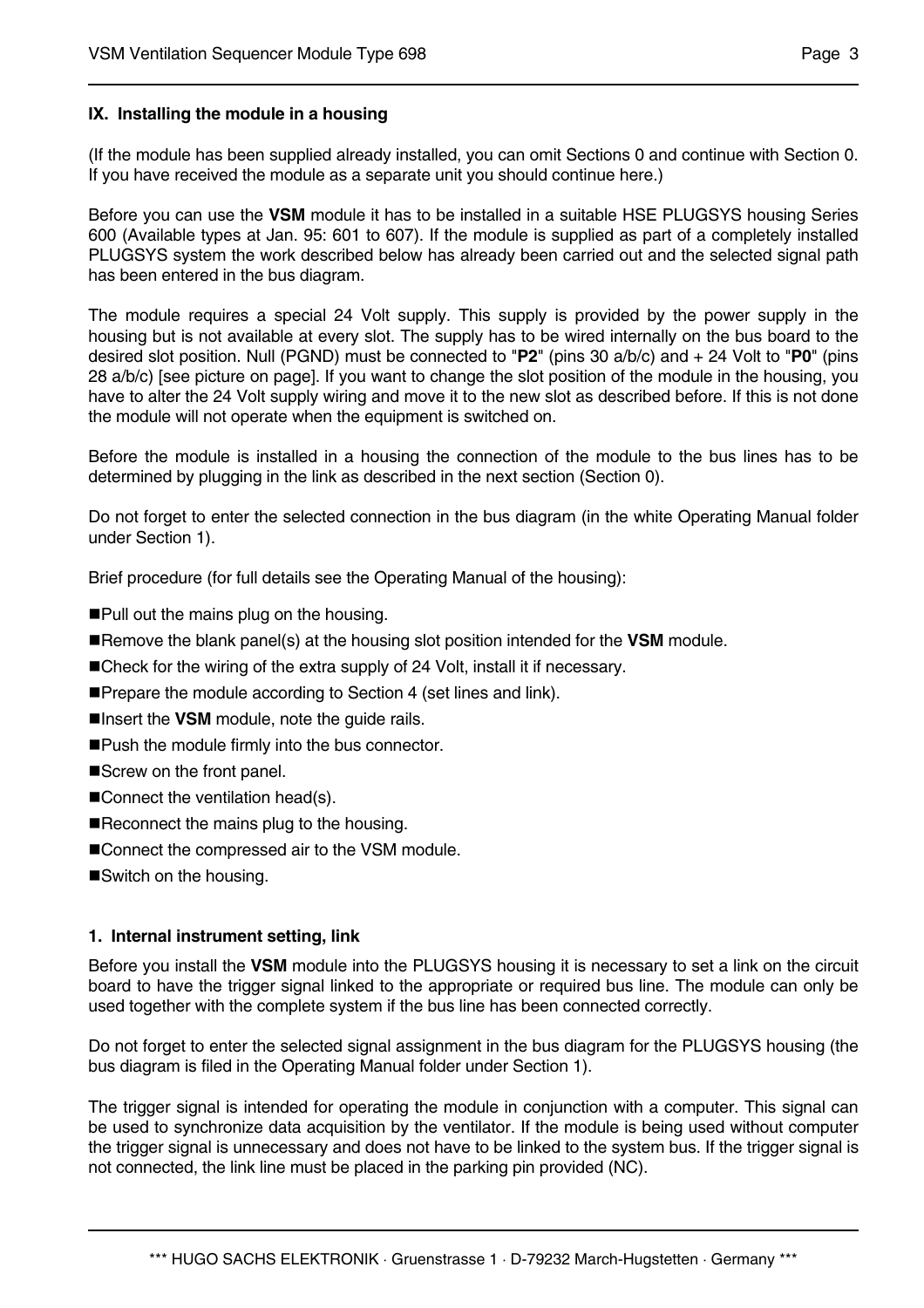## IX. Installing the module in a housing

(If the module has been supplied already installed, you can omit Sections 0 and continue with Section 0. If you have received the module as a separate unit you should continue here.)

Before you can use the **VSM** module it has to be installed in a suitable HSE PLUGSYS housing Series 600 (Available types at Jan. 95: 601 to 607). If the module is supplied as part of a completely installed PLUGSYS system the work described below has already been carried out and the selected signal path has been entered in the bus diagram.

The module requires a special 24 Volt supply. This supply is provided by the power supply in the housing but is not available at every slot. The supply has to be wired internally on the bus board to the desired slot position. Null (PGND) must be connected to "**P2**" (pins 30 a/b/c) and + 24 Volt to "**P0**" (pins 28 a/b/c) [see picture on page]. If you want to change the slot position of the module in the housing, you have to alter the 24 Volt supply wiring and move it to the new slot as described before. If this is not done the module will not operate when the equipment is switched on.

Before the module is installed in a housing the connection of the module to the bus lines has to be determined by plugging in the link as described in the next section (Section 0).

Do not forget to enter the selected connection in the bus diagram (in the white Operating Manual folder under Section 1).

Brief procedure (for full details see the Operating Manual of the housing):

- Pull out the mains plug on the housing.
- Remove the blank panel(s) at the housing slot position intended for the **VSM** module.
- Check for the wiring of the extra supply of 24 Volt, install it if necessary.
- Prepare the module according to Section 4 (set lines and link).
- Insert the **VSM** module, note the guide rails.
- Push the module firmly into the bus connector.
- Screw on the front panel.
- Connect the ventilation head(s).
- Reconnect the mains plug to the housing.
- Connect the compressed air to the VSM module.
- Switch on the housing.

### 1. Internal instrument setting, link

Before you install the **VSM** module into the PLUGSYS housing it is necessary to set a link on the circuit board to have the trigger signal linked to the appropriate or required bus line. The module can only be used together with the complete system if the bus line has been connected correctly.

Do not forget to enter the selected signal assignment in the bus diagram for the PLUGSYS housing (the bus diagram is filed in the Operating Manual folder under Section 1).

The trigger signal is intended for operating the module in conjunction with a computer. This signal can be used to synchronize data acquisition by the ventilator. If the module is being used without computer the trigger signal is unnecessary and does not have to be linked to the system bus. If the trigger signal is not connected, the link line must be placed in the parking pin provided (NC).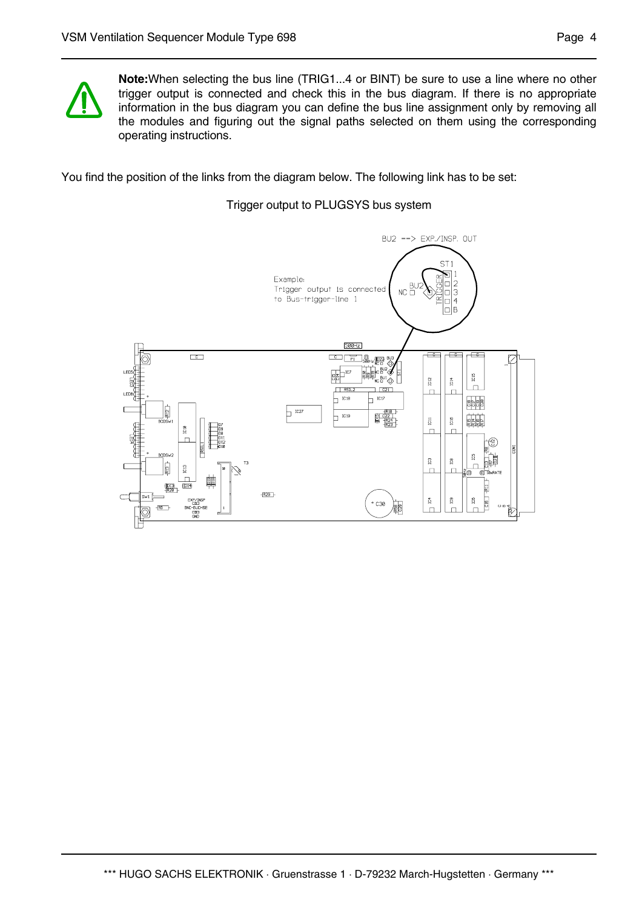**Note:** When selecting the bus line (TRIG1...4 or BINT) be sure to use a line where no other trigger output is connected and check this in the bus diagram. If there is no appropriate information in the bus diagram you can define the bus line assignment only by removing all the modules and figuring out the signal paths selected on them using the corresponding operating instructions.

You find the position of the links from the diagram below. The following link has to be set:

Trigger output to PLUGSYS bus system

BU2 --> EXP./INSP. OUT

Example:
Trigger output is connected to Bus-trigger-line 1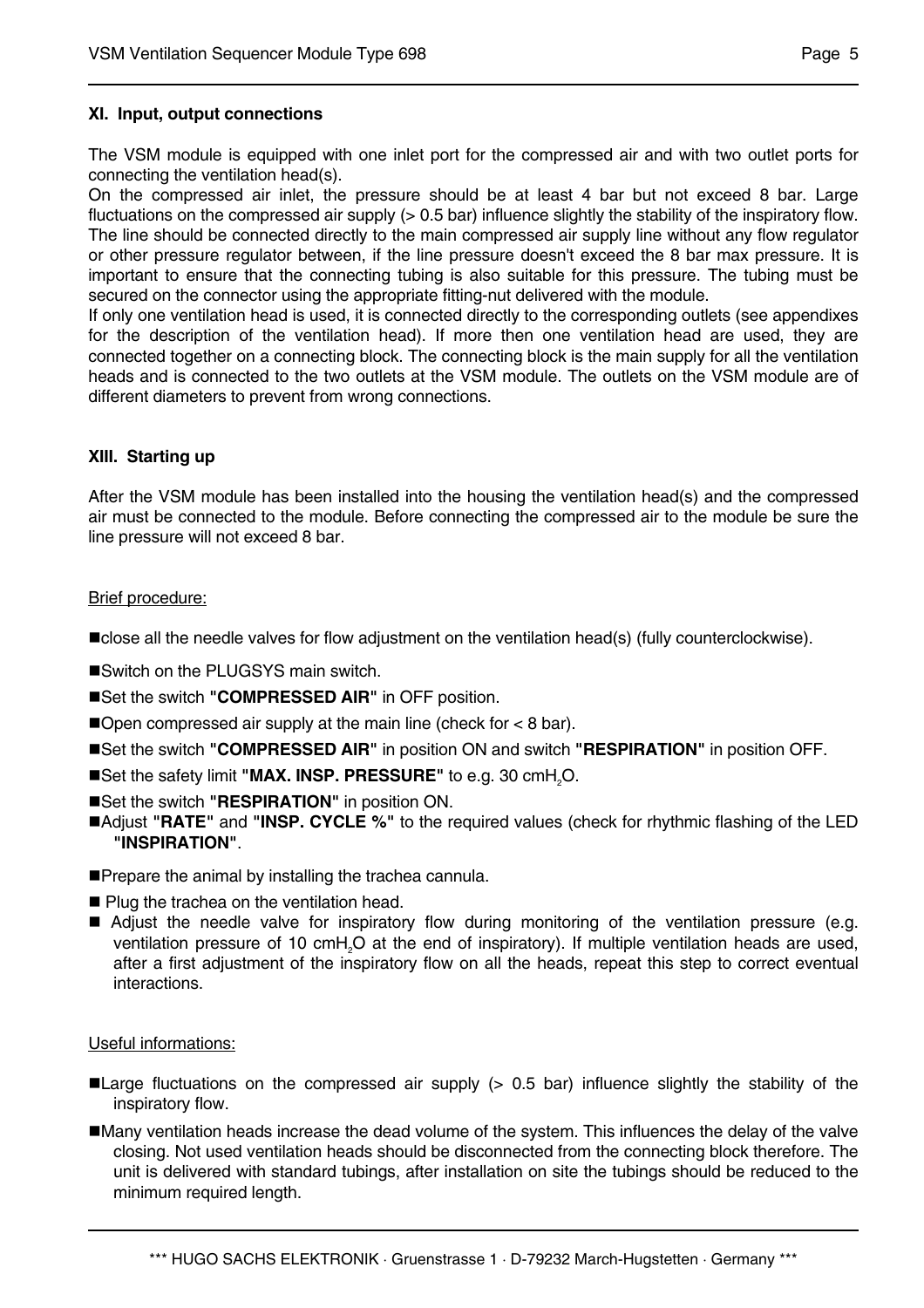## XI. Input, output connections

The VSM module is equipped with one inlet port for the compressed air and with two outlet ports for connecting the ventilation head(s).
On the compressed air inlet, the pressure should be at least 4 bar but not exceed 8 bar. Large fluctuations on the compressed air supply (> 0.5 bar) influence slightly the stability of the inspiratory flow. The line should be connected directly to the main compressed air supply line without any flow regulator or other pressure regulator between, if the line pressure doesn't exceed the 8 bar max pressure. It is important to ensure that the connecting tubing is also suitable for this pressure. The tubing must be secured on the connector using the appropriate fitting-nut delivered with the module.
If only one ventilation head is used, it is connected directly to the corresponding outlets (see appendixes for the description of the ventilation head). If more then one ventilation head are used, they are connected together on a connecting block. The connecting block is the main supply for all the ventilation heads and is connected to the two outlets at the VSM module. The outlets on the VSM module are of different diameters to prevent from wrong connections.

## XIII. Starting up

After the VSM module has been installed into the housing the ventilation head(s) and the compressed air must be connected to the module. Before connecting the compressed air to the module be sure the line pressure will not exceed 8 bar.

Brief procedure:

- close all the needle valves for flow adjustment on the ventilation head(s) (fully counterclockwise).
- Switch on the PLUGSYS main switch.
- Set the switch **"COMPRESSED AIR"** in OFF position.
- Open compressed air supply at the main line (check for < 8 bar).
- Set the switch **"COMPRESSED AIR"** in position ON and switch **"RESPIRATION"** in position OFF.
- Set the safety limit **"MAX. INSP. PRESSURE"** to e.g. 30 cm$H_2O$.
- Set the switch **"RESPIRATION"** in position ON.
- Adjust **"RATE"** and **"INSP. CYCLE %"** to the required values (check for rhythmic flashing of the LED **"INSPIRATION"**.
- Prepare the animal by installing the trachea cannula.
- Plug the trachea on the ventilation head.
- Adjust the needle valve for inspiratory flow during monitoring of the ventilation pressure (e.g. ventilation pressure of 10 cm$H_2O$ at the end of inspiratory). If multiple ventilation heads are used, after a first adjustment of the inspiratory flow on all the heads, repeat this step to correct eventual interactions.

Useful informations:

- Large fluctuations on the compressed air supply (> 0.5 bar) influence slightly the stability of the inspiratory flow.
- Many ventilation heads increase the dead volume of the system. This influences the delay of the valve closing. Not used ventilation heads should be disconnected from the connecting block therefore. The unit is delivered with standard tubings, after installation on site the tubings should be reduced to the minimum required length.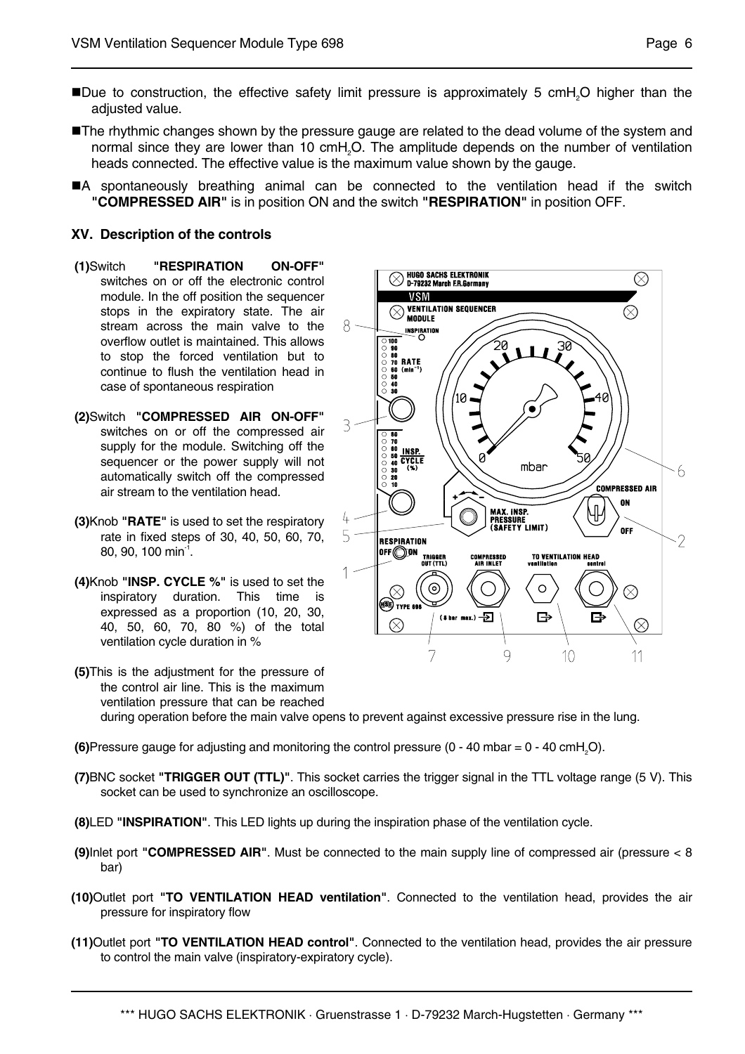- Due to construction, the effective safety limit pressure is approximately 5 $cmH_2O$ higher than the adjusted value.
- The rhythmic changes shown by the pressure gauge are related to the dead volume of the system and normal since they are lower than 10 $cmH_2O$. The amplitude depends on the number of ventilation heads connected. The effective value is the maximum value shown by the gauge.
- A spontaneously breathing animal can be connected to the ventilation head if the switch **"COMPRESSED AIR"** is in position ON and the switch **"RESPIRATION"** in position OFF.

## XV. Description of the controls

**(1)** Switch **"RESPIRATION ON-OFF"** switches on or off the electronic control module. In the off position the sequencer stops in the expiratory state. The air stream across the main valve to the overflow outlet is maintained. This allows to stop the forced ventilation but to continue to flush the ventilation head in case of spontaneous respiration

**(2)** Switch **"COMPRESSED AIR ON-OFF"** switches on or off the compressed air supply for the module. Switching off the sequencer or the power supply will not automatically switch off the compressed air stream to the ventilation head.

**(3)** Knob **"RATE"** is used to set the respiratory rate in fixed steps of 30, 40, 50, 60, 70, 80, 90, 100 $min^{-1}$.

**(4)** Knob **"INSP. CYCLE %"** is used to set the inspiratory duration. This time is expressed as a proportion (10, 20, 30, 40, 50, 60, 70, 80 %) of the total ventilation cycle duration in %

**(5)** This is the adjustment for the pressure of the control air line. This is the maximum ventilation pressure that can be reached during operation before the main valve opens to prevent against excessive pressure rise in the lung.

**(6)** Pressure gauge for adjusting and monitoring the control pressure (0 - 40 mbar = 0 - 40 $cmH_2O$).

**(7)** BNC socket **"TRIGGER OUT (TTL)"**. This socket carries the trigger signal in the TTL voltage range (5 V). This socket can be used to synchronize an oscilloscope.

**(8)** LED **"INSPIRATION"**. This LED lights up during the inspiration phase of the ventilation cycle.

**(9)** Inlet port **"COMPRESSED AIR"**. Must be connected to the main supply line of compressed air (pressure < 8 bar)

**(10)** Outlet port **"TO VENTILATION HEAD ventilation"**. Connected to the ventilation head, provides the air pressure for inspiratory flow

**(11)** Outlet port **"TO VENTILATION HEAD control"**. Connected to the ventilation head, provides the air pressure to control the main valve (inspiratory-expiratory cycle).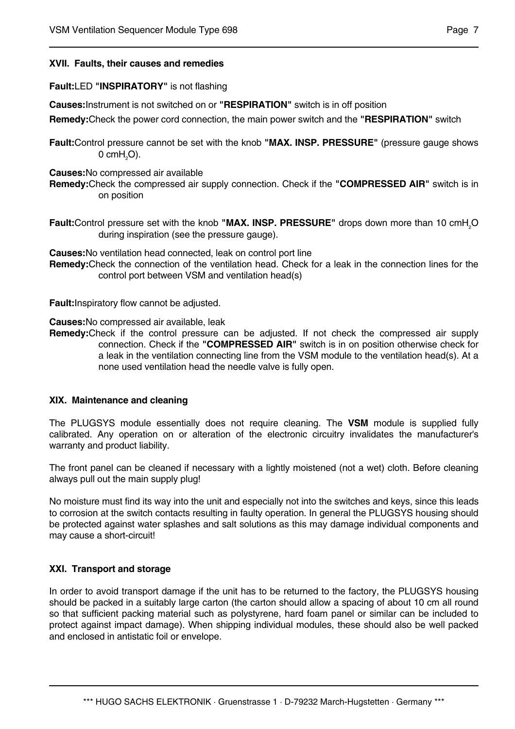## XVII. Faults, their causes and remedies

**Fault:** LED **"INSPIRATORY"** is not flashing

**Causes:** Instrument is not switched on or **"RESPIRATION"** switch is in off position

**Remedy:** Check the power cord connection, the main power switch and the **"RESPIRATION"** switch

**Fault:** Control pressure cannot be set with the knob **"MAX. INSP. PRESSURE"** (pressure gauge shows 0 cm$H_2O$).

**Causes:** No compressed air available

**Remedy:** Check the compressed air supply connection. Check if the **"COMPRESSED AIR"** switch is in on position

**Fault:** Control pressure set with the knob **"MAX. INSP. PRESSURE"** drops down more than 10 cm$H_2O$ during inspiration (see the pressure gauge).

**Causes:** No ventilation head connected, leak on control port line

**Remedy:** Check the connection of the ventilation head. Check for a leak in the connection lines for the control port between VSM and ventilation head(s)

**Fault:** Inspiratory flow cannot be adjusted.

**Causes:** No compressed air available, leak

**Remedy:** Check if the control pressure can be adjusted. If not check the compressed air supply connection. Check if the **"COMPRESSED AIR"** switch is in on position otherwise check for a leak in the ventilation connecting line from the VSM module to the ventilation head(s). At a none used ventilation head the needle valve is fully open.

## XIX. Maintenance and cleaning

The PLUGSYS module essentially does not require cleaning. The **VSM** module is supplied fully calibrated. Any operation on or alteration of the electronic circuitry invalidates the manufacturer's warranty and product liability.

The front panel can be cleaned if necessary with a lightly moistened (not a wet) cloth. Before cleaning always pull out the main supply plug!

No moisture must find its way into the unit and especially not into the switches and keys, since this leads to corrosion at the switch contacts resulting in faulty operation. In general the PLUGSYS housing should be protected against water splashes and salt solutions as this may damage individual components and may cause a short-circuit!

## XXI. Transport and storage

In order to avoid transport damage if the unit has to be returned to the factory, the PLUGSYS housing should be packed in a suitably large carton (the carton should allow a spacing of about 10 cm all round so that sufficient packing material such as polystyrene, hard foam panel or similar can be included to protect against impact damage). When shipping individual modules, these should also be well packed and enclosed in antistatic foil or envelope.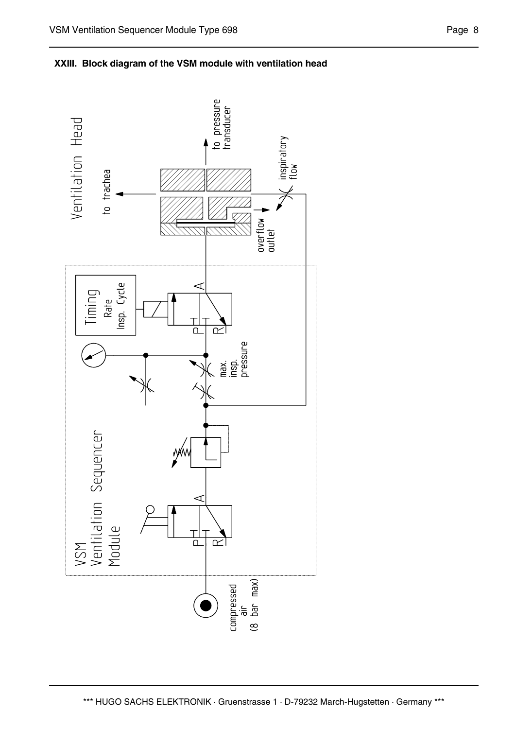### XXIII. Block diagram of the VSM module with ventilation head

Ventilation Head

to trachea

to pressure transducer

inspiratory flow

overflow outlet

Timing
Rate
Insp. Cycle

A

P R

max. insp. pressure

VSM
Ventilation Sequencer
Module

A

P R

compressed air
(8 bar max)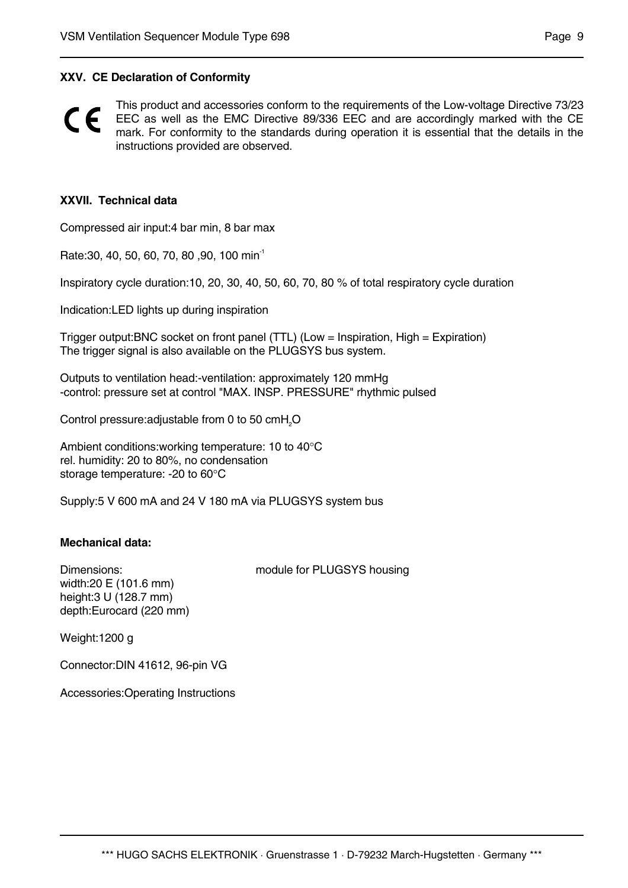## XXV. CE Declaration of Conformity

CE This product and accessories conform to the requirements of the Low-voltage Directive 73/23 EEC as well as the EMC Directive 89/336 EEC and are accordingly marked with the CE mark. For conformity to the standards during operation it is essential that the details in the instructions provided are observed.

## XXVII. Technical data

Compressed air input:4 bar min, 8 bar max

Rate:30, 40, 50, 60, 70, 80 ,90, 100 $min^{-1}$

Inspiratory cycle duration:10, 20, 30, 40, 50, 60, 70, 80 % of total respiratory cycle duration

Indication:LED lights up during inspiration

Trigger output:BNC socket on front panel (TTL) (Low = Inspiration, High = Expiration)
The trigger signal is also available on the PLUGSYS bus system.

Outputs to ventilation head:-ventilation: approximately 120 mmHg
-control: pressure set at control "MAX. INSP. PRESSURE" rhythmic pulsed

Control pressure:adjustable from 0 to 50 $cmH_2O$

Ambient conditions:working temperature: 10 to 40°C
rel. humidity: 20 to 80%, no condensation
storage temperature: -20 to 60°C

Supply:5 V 600 mA and 24 V 180 mA via PLUGSYS system bus

**Mechanical data:**

Dimensions: module for PLUGSYS housing
width:20 E (101.6 mm)
height:3 U (128.7 mm)
depth:Eurocard (220 mm)

Weight:1200 g

Connector:DIN 41612, 96-pin VG

Accessories:Operating Instructions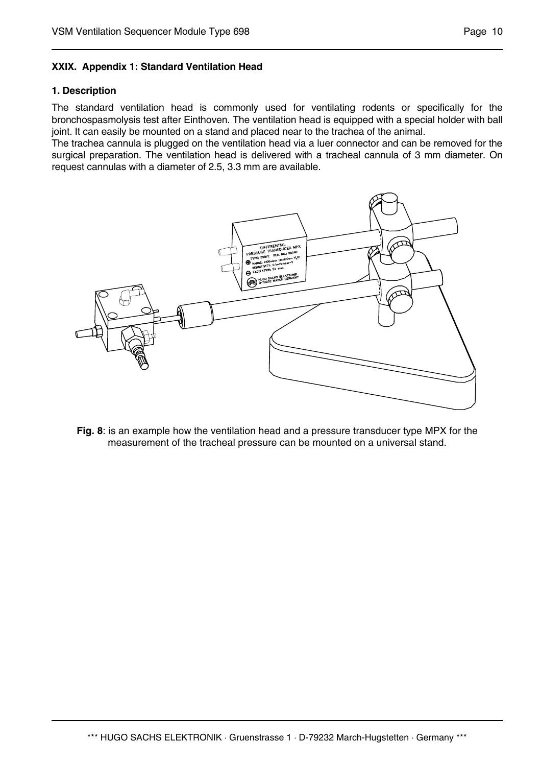## XXIX. Appendix 1: Standard Ventilation Head

### 1. Description

The standard ventilation head is commonly used for ventilating rodents or specifically for the bronchospasmolysis test after Einthoven. The ventilation head is equipped with a special holder with ball joint. It can easily be mounted on a stand and placed near to the trachea of the animal.

The trachea cannula is plugged on the ventilation head via a luer connector and can be removed for the surgical preparation. The ventilation head is delivered with a tracheal cannula of 3 mm diameter. On request cannulas with a diameter of 2.5, 3.3 mm are available.

**Fig. 8**: is an example how the ventilation head and a pressure transducer type MPX for the measurement of the tracheal pressure can be mounted on a universal stand.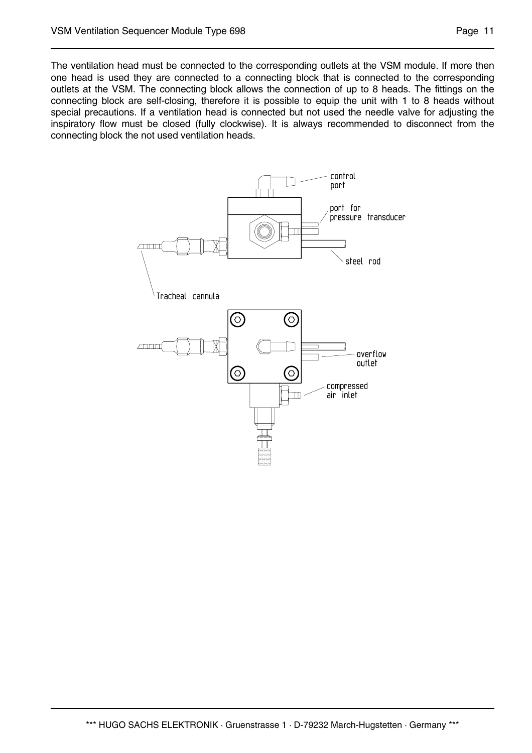The ventilation head must be connected to the corresponding outlets at the VSM module. If more then one head is used they are connected to a connecting block that is connected to the corresponding outlets at the VSM. The connecting block allows the connection of up to 8 heads. The fittings on the connecting block are self-closing, therefore it is possible to equip the unit with 1 to 8 heads without special precautions. If a ventilation head is connected but not used the needle valve for adjusting the inspiratory flow must be closed (fully clockwise). It is always recommended to disconnect from the connecting block the not used ventilation heads.

control port

port for pressure transducer

steel rod

Tracheal cannula

overflow outlet

compressed air inlet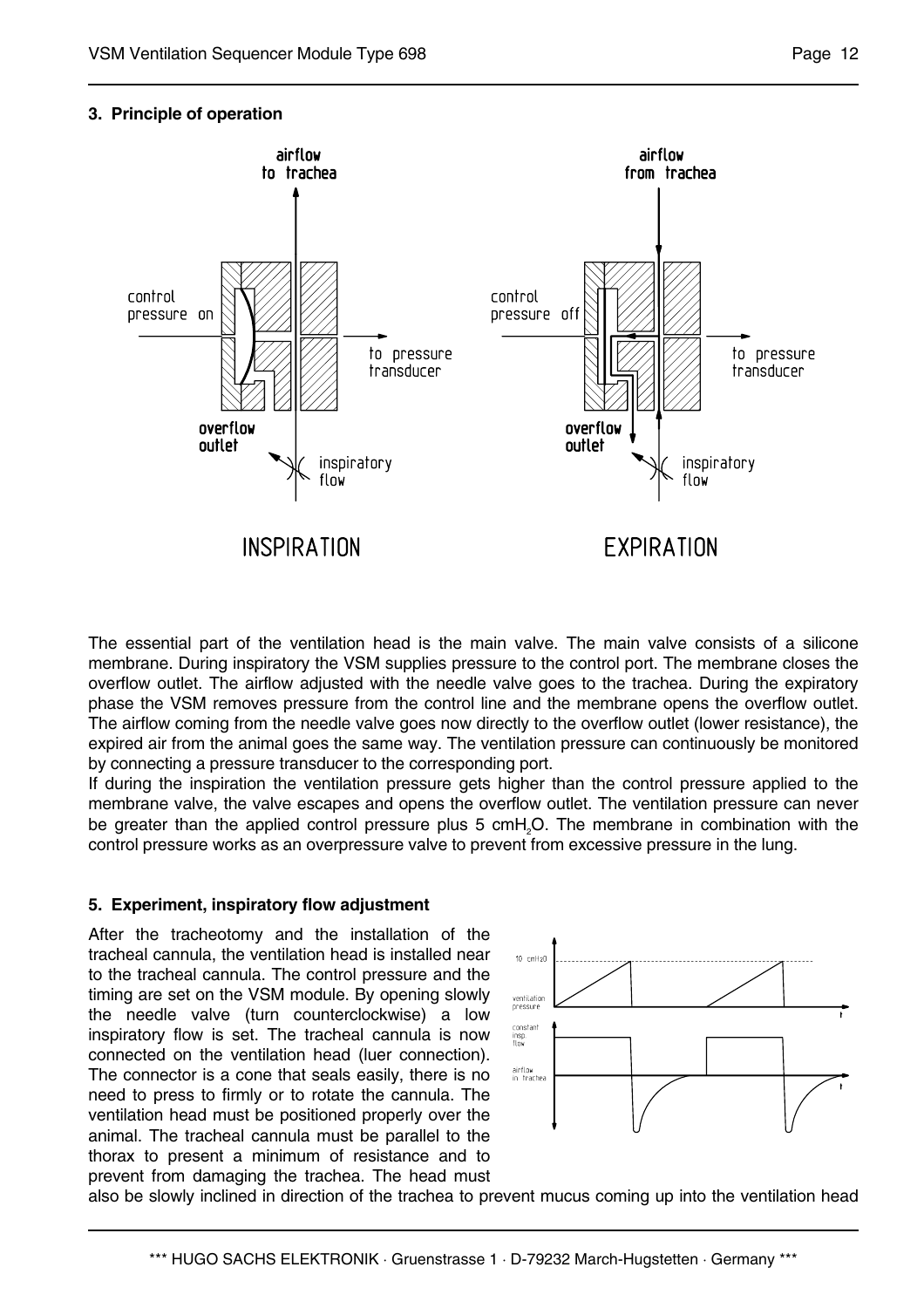### 3. Principle of operation

The essential part of the ventilation head is the main valve. The main valve consists of a silicone membrane. During inspiratory the VSM supplies pressure to the control port. The membrane closes the overflow outlet. The airflow adjusted with the needle valve goes to the trachea. During the expiratory phase the VSM removes pressure from the control line and the membrane opens the overflow outlet. The airflow coming from the needle valve goes now directly to the overflow outlet (lower resistance), the expired air from the animal goes the same way. The ventilation pressure can continuously be monitored by connecting a pressure transducer to the corresponding port.

If during the inspiration the ventilation pressure gets higher than the control pressure applied to the membrane valve, the valve escapes and opens the overflow outlet. The ventilation pressure can never be greater than the applied control pressure plus 5 cm$H_2O$. The membrane in combination with the control pressure works as an overpressure valve to prevent from excessive pressure in the lung.

### 5. Experiment, inspiratory flow adjustment

After the tracheotomy and the installation of the tracheal cannula, the ventilation head is installed near to the tracheal cannula. The control pressure and the timing are set on the VSM module. By opening slowly the needle valve (turn counterclockwise) a low inspiratory flow is set. The tracheal cannula is now connected on the ventilation head (luer connection). The connector is a cone that seals easily, there is no need to press to firmly or to rotate the cannula. The ventilation head must be positioned properly over the animal. The tracheal cannula must be parallel to the thorax to present a minimum of resistance and to prevent from damaging the trachea. The head must also be slowly inclined in direction of the trachea to prevent mucus coming up into the ventilation head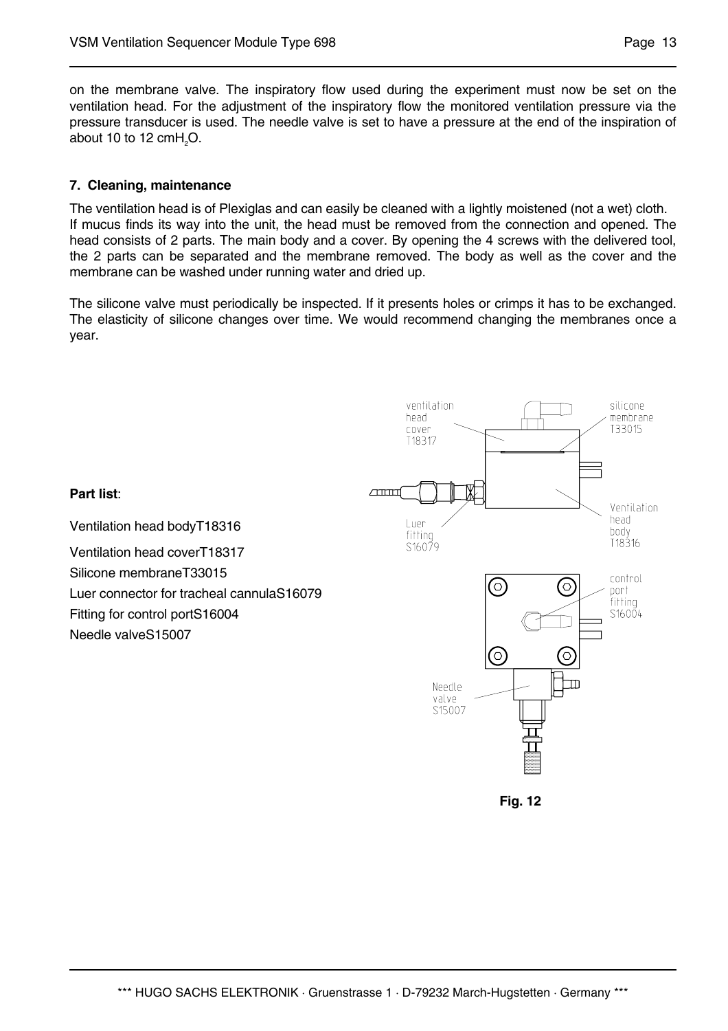on the membrane valve. The inspiratory flow used during the experiment must now be set on the ventilation head. For the adjustment of the inspiratory flow the monitored ventilation pressure via the pressure transducer is used. The needle valve is set to have a pressure at the end of the inspiration of about 10 to 12 cm$H_2O$.

## 7. Cleaning, maintenance

The ventilation head is of Plexiglas and can easily be cleaned with a lightly moistened (not a wet) cloth. If mucus finds its way into the unit, the head must be removed from the connection and opened. The head consists of 2 parts. The main body and a cover. By opening the 4 screws with the delivered tool, the 2 parts can be separated and the membrane removed. The body as well as the cover and the membrane can be washed under running water and dried up.

The silicone valve must periodically be inspected. If it presents holes or crimps it has to be exchanged. The elasticity of silicone changes over time. We would recommend changing the membranes once a year.

**Part list**:

Ventilation head bodyT18316

Ventilation head coverT18317

Silicone membraneT33015

Luer connector for tracheal cannulaS16079

Fitting for control portS16004

Needle valveS15007

ventilation head cover T18317

silicone membrane T33015

Luer fitting S16079

Ventilation head body T18316

control port fitting S16004

Needle valve S15007

**Fig. 12**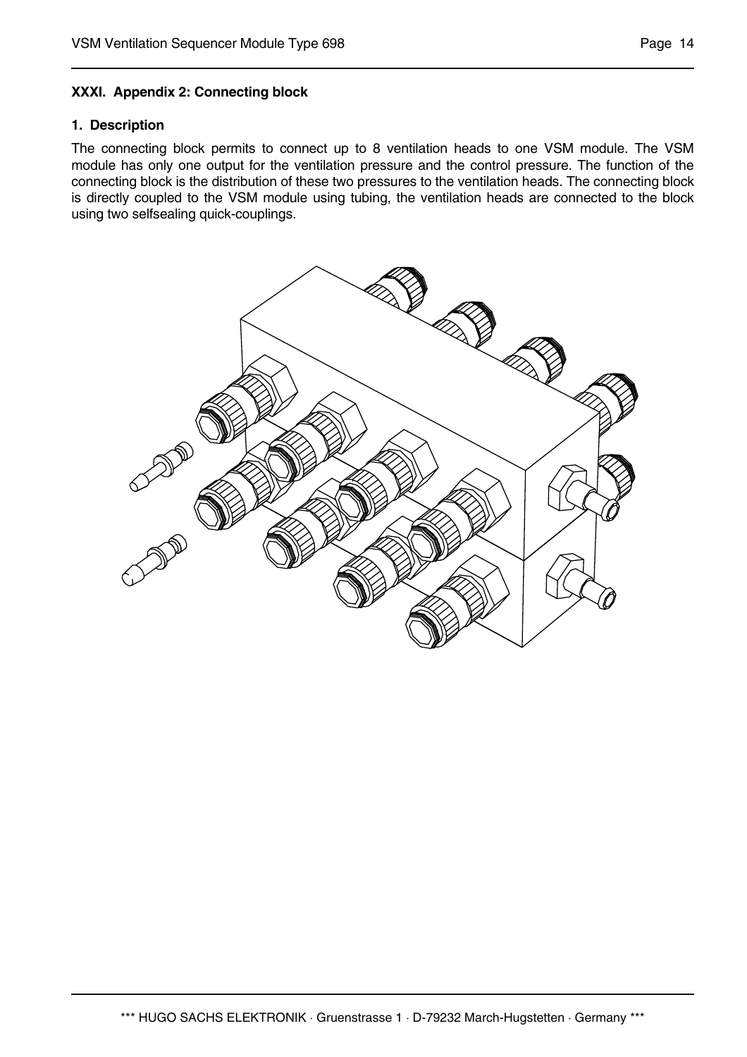## XXXI. Appendix 2: Connecting block

### 1. Description

The connecting block permits to connect up to 8 ventilation heads to one VSM module. The VSM module has only one output for the ventilation pressure and the control pressure. The function of the connecting block is the distribution of these two pressures to the ventilation heads. The connecting block is directly coupled to the VSM module using tubing, the ventilation heads are connected to the block using two selfsealing quick-couplings.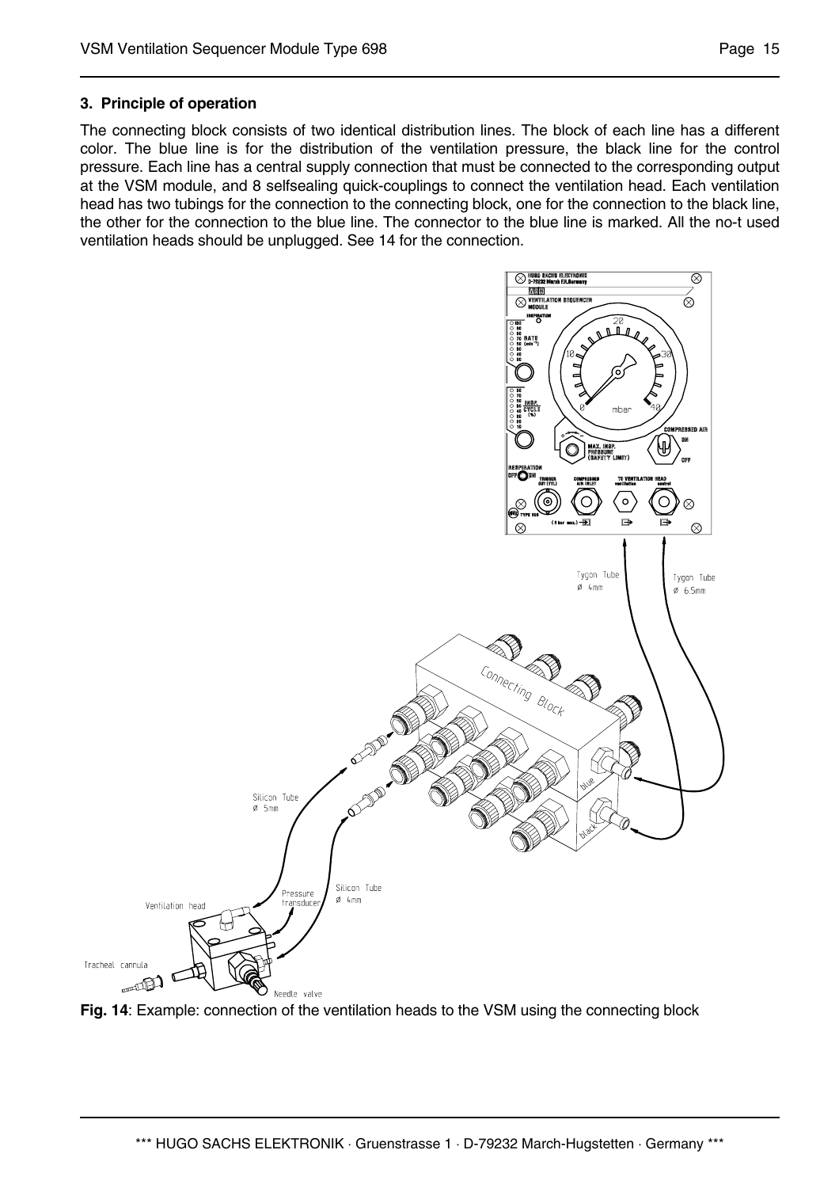### 3. Principle of operation

The connecting block consists of two identical distribution lines. The block of each line has a different color. The blue line is for the distribution of the ventilation pressure, the black line for the control pressure. Each line has a central supply connection that must be connected to the corresponding output at the VSM module, and 8 selfsealing quick-couplings to connect the ventilation head. Each ventilation head has two tubings for the connection to the connecting block, one for the connection to the black line, the other for the connection to the blue line. The connector to the blue line is marked. All the no-t used ventilation heads should be unplugged. See 14 for the connection.

**Fig. 14**: Example: connection of the ventilation heads to the VSM using the connecting block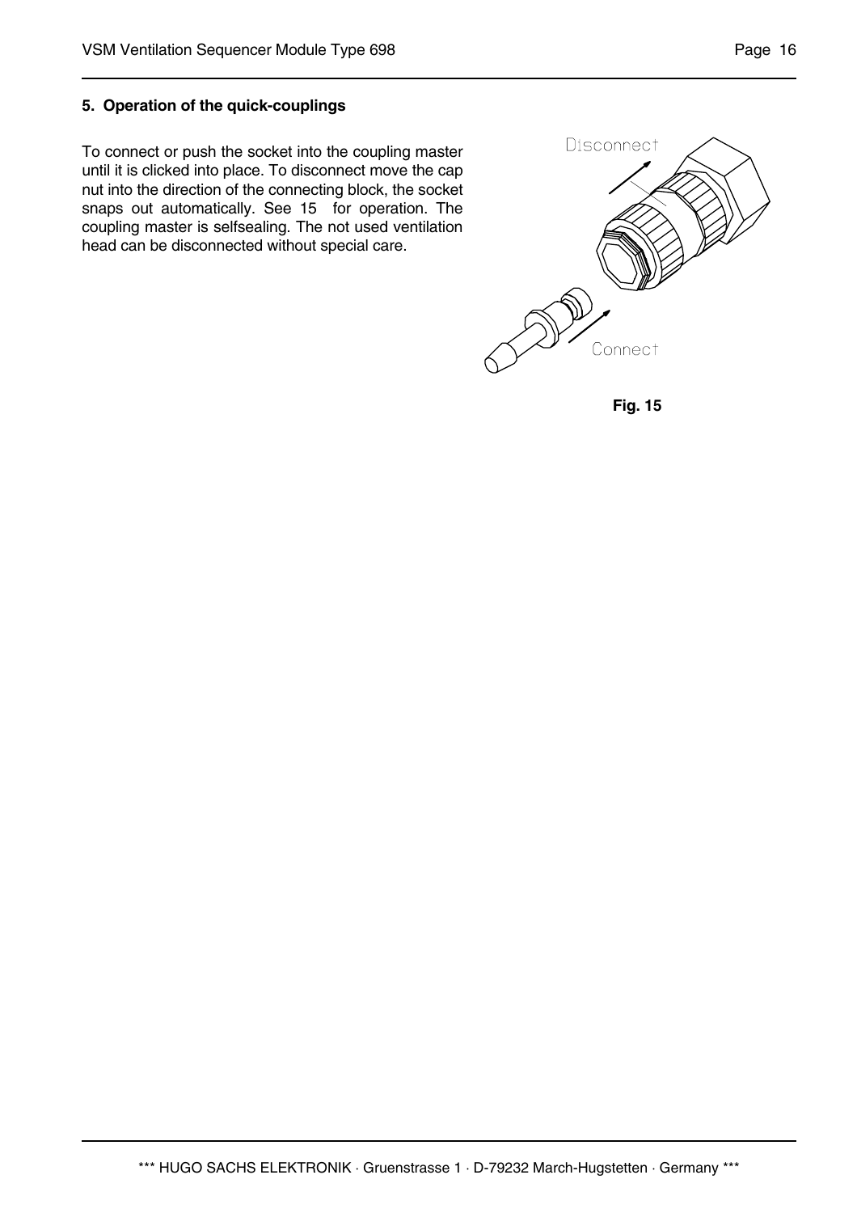## 5. Operation of the quick-couplings

To connect or push the socket into the coupling master until it is clicked into place. To disconnect move the cap nut into the direction of the connecting block, the socket snaps out automatically. See 15 for operation. The coupling master is selfsealing. The not used ventilation head can be disconnected without special care.

Disconnect

Connect

**Fig. 15**